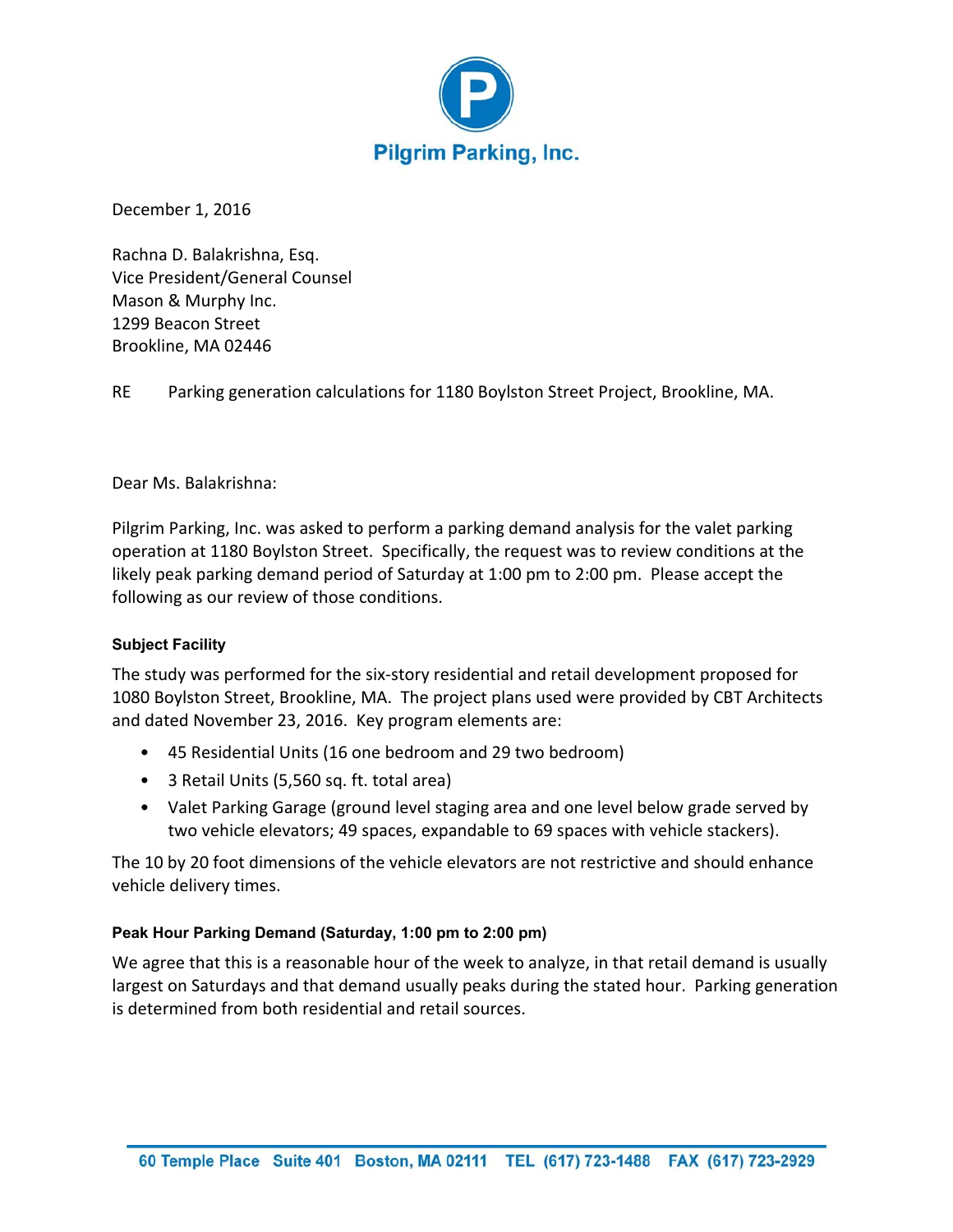# Pilgrim Parking, Inc.

December 1, 2016

Rachna D. Balakrishna, Esq.
Vice President/General Counsel
Mason & Murphy Inc.
1299 Beacon Street
Brookline, MA 02446

RE Parking generation calculations for 1180 Boylston Street Project, Brookline, MA.

Dear Ms. Balakrishna:

Pilgrim Parking, Inc. was asked to perform a parking demand analysis for the valet parking operation at 1180 Boylston Street. Specifically, the request was to review conditions at the likely peak parking demand period of Saturday at 1:00 pm to 2:00 pm. Please accept the following as our review of those conditions.

**Subject Facility**

The study was performed for the six-story residential and retail development proposed for 1080 Boylston Street, Brookline, MA. The project plans used were provided by CBT Architects and dated November 23, 2016. Key program elements are:

- 45 Residential Units (16 one bedroom and 29 two bedroom)
- 3 Retail Units (5,560 sq. ft. total area)
- Valet Parking Garage (ground level staging area and one level below grade served by two vehicle elevators; 49 spaces, expandable to 69 spaces with vehicle stackers).

The 10 by 20 foot dimensions of the vehicle elevators are not restrictive and should enhance vehicle delivery times.

**Peak Hour Parking Demand (Saturday, 1:00 pm to 2:00 pm)**

We agree that this is a reasonable hour of the week to analyze, in that retail demand is usually largest on Saturdays and that demand usually peaks during the stated hour. Parking generation is determined from both residential and retail sources.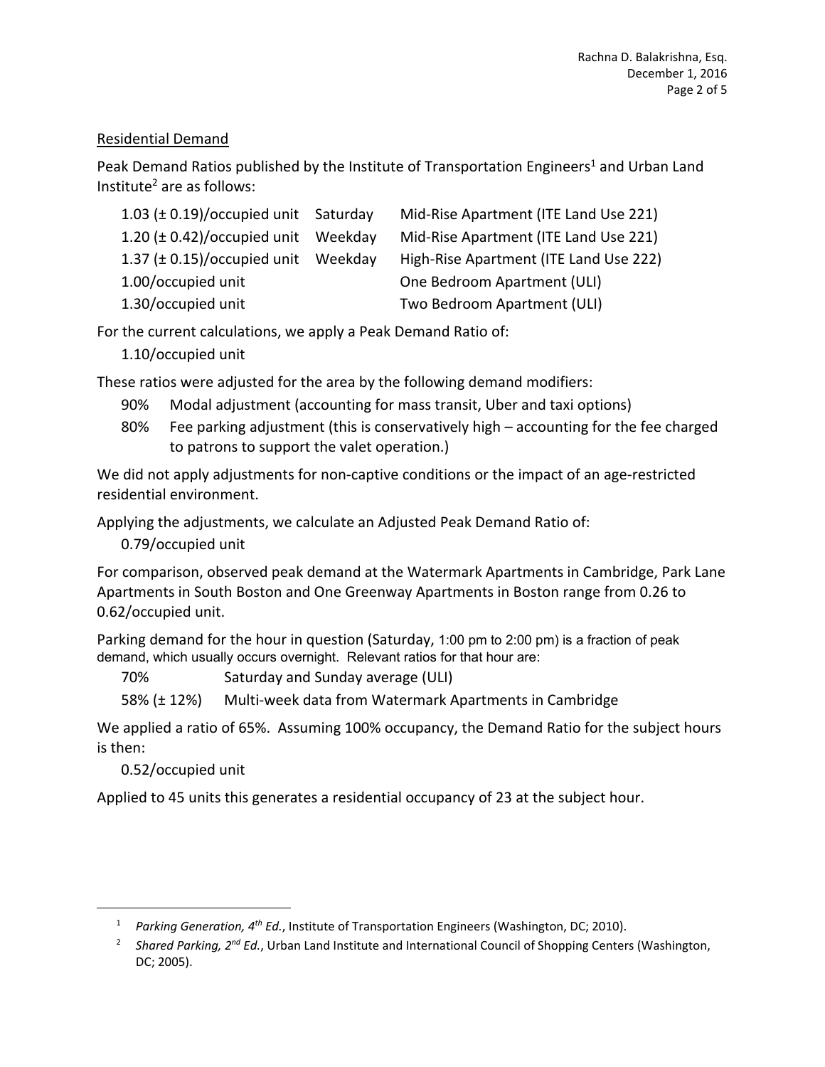Residential Demand

Peak Demand Ratios published by the Institute of Transportation Engineers[1] and Urban Land Institute[2] are as follows:

| | | |
|---|---|---|
| 1.03 (± 0.19)/occupied unit | Saturday | Mid-Rise Apartment (ITE Land Use 221) |
| 1.20 (± 0.42)/occupied unit | Weekday | Mid-Rise Apartment (ITE Land Use 221) |
| 1.37 (± 0.15)/occupied unit | Weekday | High-Rise Apartment (ITE Land Use 222) |
| 1.00/occupied unit | | One Bedroom Apartment (ULI) |
| 1.30/occupied unit | | Two Bedroom Apartment (ULI) |

For the current calculations, we apply a Peak Demand Ratio of:

1.10/occupied unit

These ratios were adjusted for the area by the following demand modifiers:

- 90% Modal adjustment (accounting for mass transit, Uber and taxi options)
- 80% Fee parking adjustment (this is conservatively high – accounting for the fee charged to patrons to support the valet operation.)

We did not apply adjustments for non-captive conditions or the impact of an age-restricted residential environment.

Applying the adjustments, we calculate an Adjusted Peak Demand Ratio of:

0.79/occupied unit

For comparison, observed peak demand at the Watermark Apartments in Cambridge, Park Lane Apartments in South Boston and One Greenway Apartments in Boston range from 0.26 to 0.62/occupied unit.

Parking demand for the hour in question (Saturday, 1:00 pm to 2:00 pm) is a fraction of peak demand, which usually occurs overnight. Relevant ratios for that hour are:

- 70% Saturday and Sunday average (ULI)
- 58% (± 12%) Multi-week data from Watermark Apartments in Cambridge

We applied a ratio of 65%. Assuming 100% occupancy, the Demand Ratio for the subject hours is then:

0.52/occupied unit

Applied to 45 units this generates a residential occupancy of 23 at the subject hour.

---

[1] *Parking Generation, 4th Ed.*, Institute of Transportation Engineers (Washington, DC; 2010).

[2] *Shared Parking, 2nd Ed.*, Urban Land Institute and International Council of Shopping Centers (Washington, DC; 2005).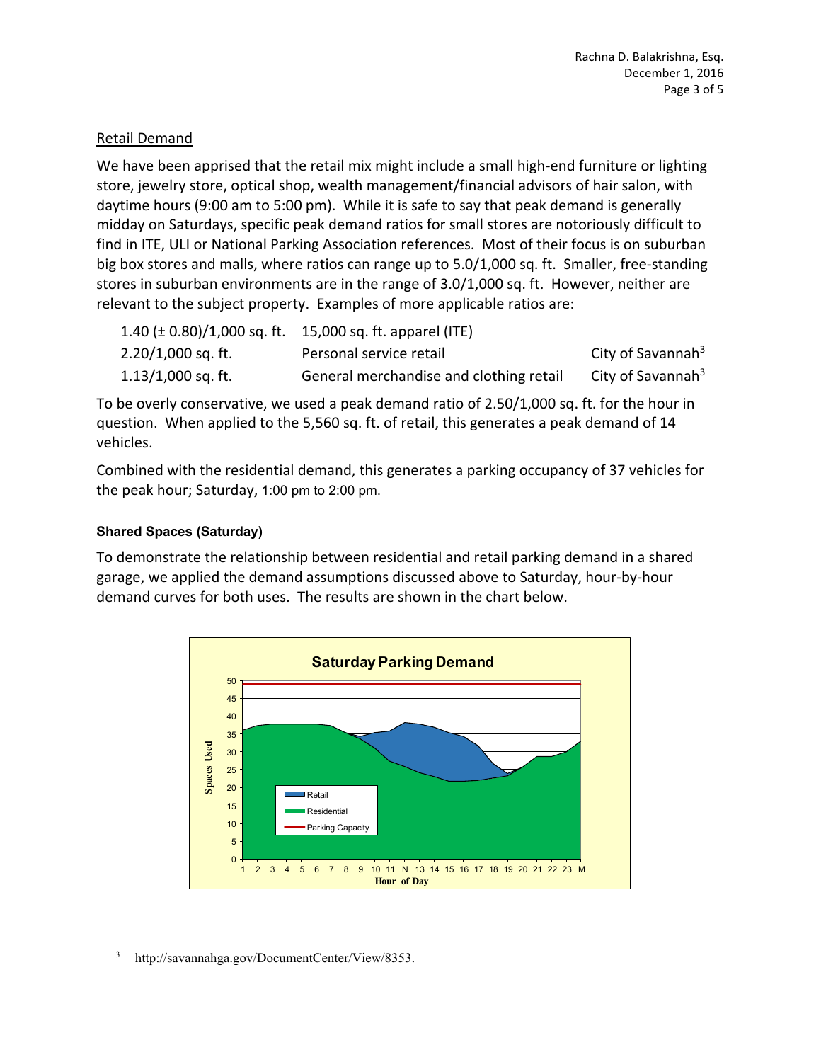## Retail Demand

We have been apprised that the retail mix might include a small high-end furniture or lighting store, jewelry store, optical shop, wealth management/financial advisors of hair salon, with daytime hours (9:00 am to 5:00 pm). While it is safe to say that peak demand is generally midday on Saturdays, specific peak demand ratios for small stores are notoriously difficult to find in ITE, ULI or National Parking Association references. Most of their focus is on suburban big box stores and malls, where ratios can range up to 5.0/1,000 sq. ft. Smaller, free-standing stores in suburban environments are in the range of 3.0/1,000 sq. ft. However, neither are relevant to the subject property. Examples of more applicable ratios are:

| | | |
|---|---|---|
| 1.40 (± 0.80)/1,000 sq. ft. | 15,000 sq. ft. apparel (ITE) | |
| 2.20/1,000 sq. ft. | Personal service retail | City of Savannah[3] |
| 1.13/1,000 sq. ft. | General merchandise and clothing retail | City of Savannah[3] |

To be overly conservative, we used a peak demand ratio of 2.50/1,000 sq. ft. for the hour in question. When applied to the 5,560 sq. ft. of retail, this generates a peak demand of 14 vehicles.

Combined with the residential demand, this generates a parking occupancy of 37 vehicles for the peak hour; Saturday, 1:00 pm to 2:00 pm.

### Shared Spaces (Saturday)

To demonstrate the relationship between residential and retail parking demand in a shared garage, we applied the demand assumptions discussed above to Saturday, hour-by-hour demand curves for both uses. The results are shown in the chart below.

[3] http://savannahga.gov/DocumentCenter/View/8353.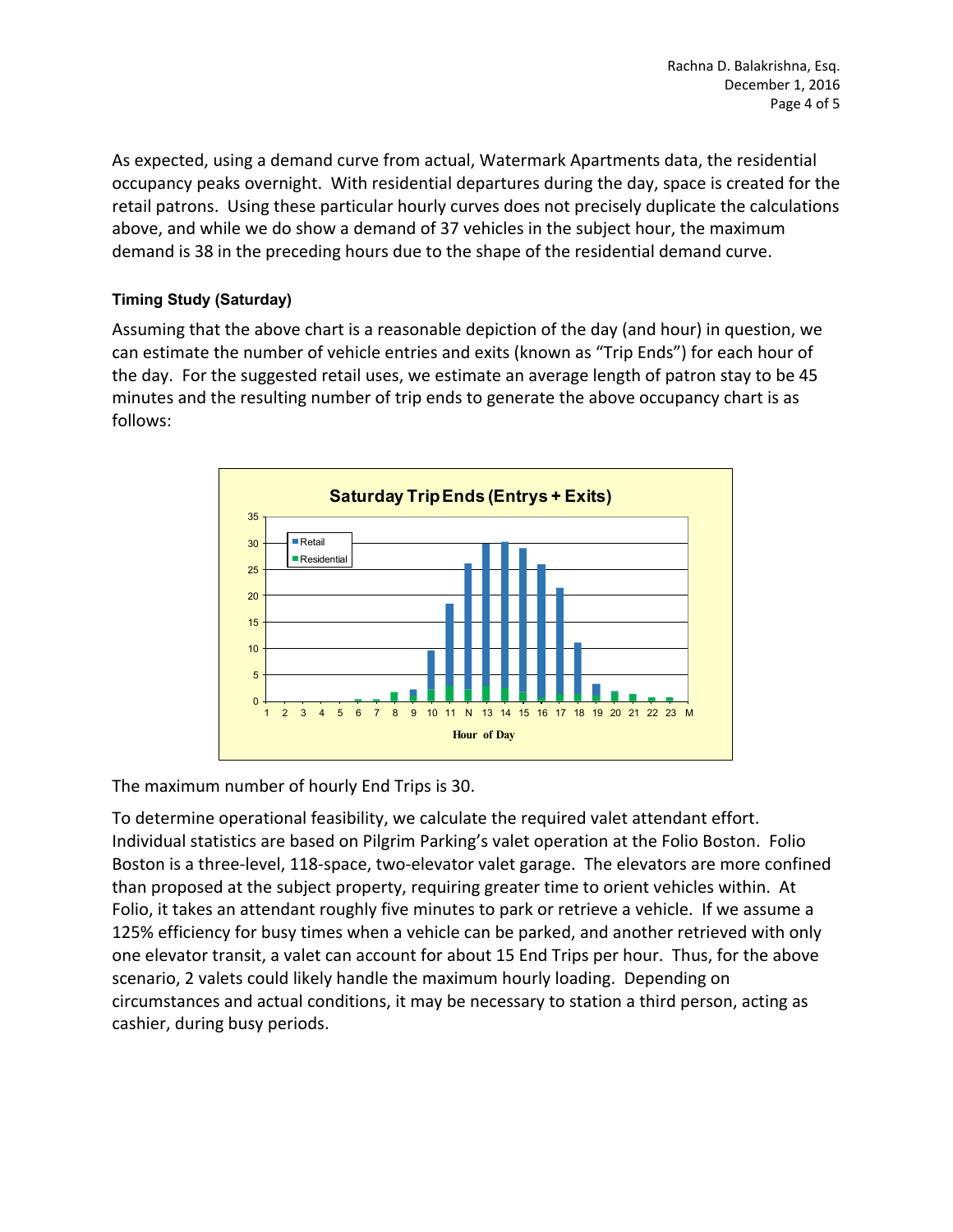As expected, using a demand curve from actual, Watermark Apartments data, the residential occupancy peaks overnight. With residential departures during the day, space is created for the retail patrons. Using these particular hourly curves does not precisely duplicate the calculations above, and while we do show a demand of 37 vehicles in the subject hour, the maximum demand is 38 in the preceding hours due to the shape of the residential demand curve.

#### Timing Study (Saturday)

Assuming that the above chart is a reasonable depiction of the day (and hour) in question, we can estimate the number of vehicle entries and exits (known as "Trip Ends") for each hour of the day. For the suggested retail uses, we estimate an average length of patron stay to be 45 minutes and the resulting number of trip ends to generate the above occupancy chart is as follows:

The maximum number of hourly End Trips is 30.

To determine operational feasibility, we calculate the required valet attendant effort. Individual statistics are based on Pilgrim Parking's valet operation at the Folio Boston. Folio Boston is a three-level, 118-space, two-elevator valet garage. The elevators are more confined than proposed at the subject property, requiring greater time to orient vehicles within. At Folio, it takes an attendant roughly five minutes to park or retrieve a vehicle. If we assume a 125% efficiency for busy times when a vehicle can be parked, and another retrieved with only one elevator transit, a valet can account for about 15 End Trips per hour. Thus, for the above scenario, 2 valets could likely handle the maximum hourly loading. Depending on circumstances and actual conditions, it may be necessary to station a third person, acting as cashier, during busy periods.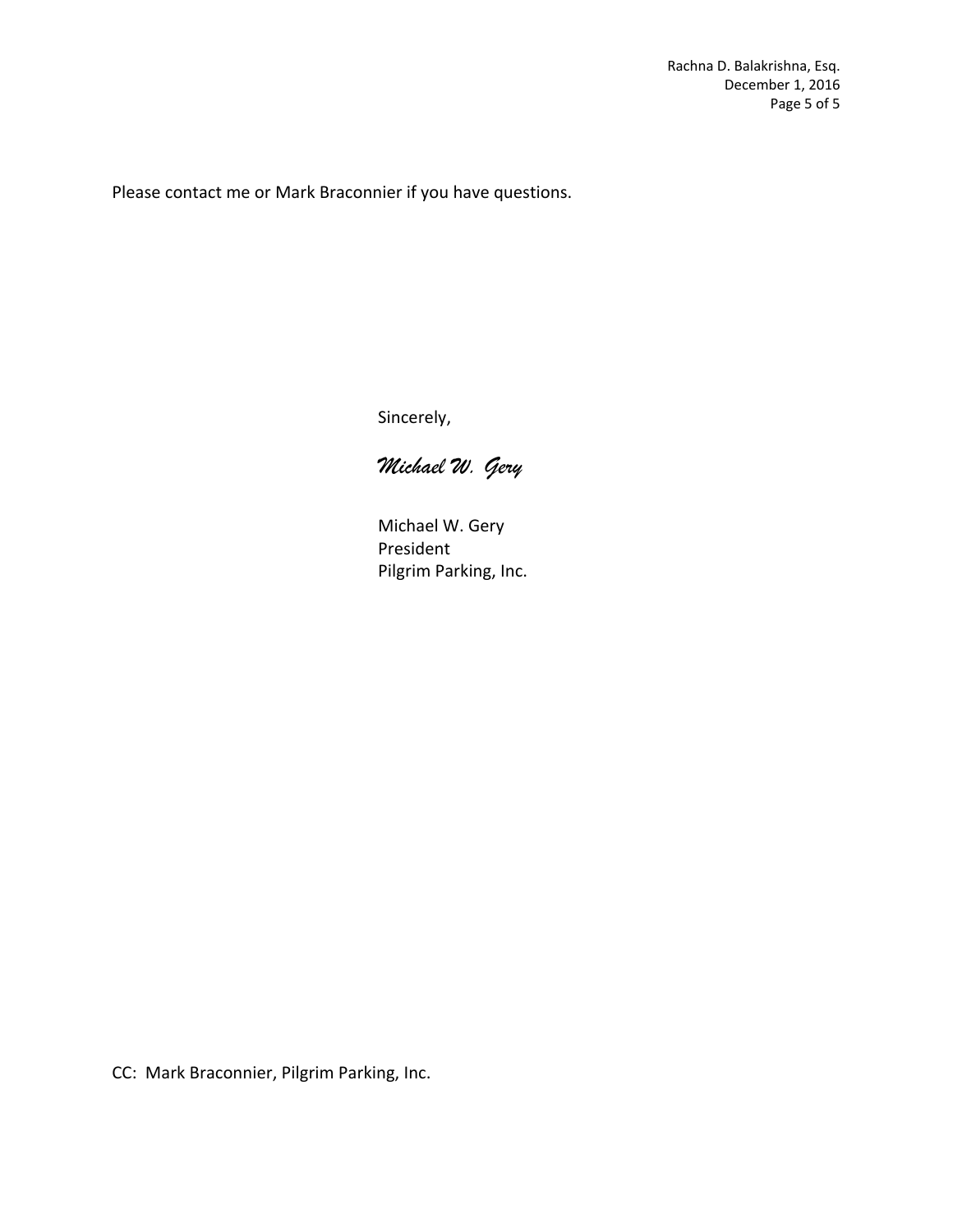Please contact me or Mark Braconnier if you have questions.

Sincerely,

*Michael W. Gery*

Michael W. Gery
President
Pilgrim Parking, Inc.

CC: Mark Braconnier, Pilgrim Parking, Inc.